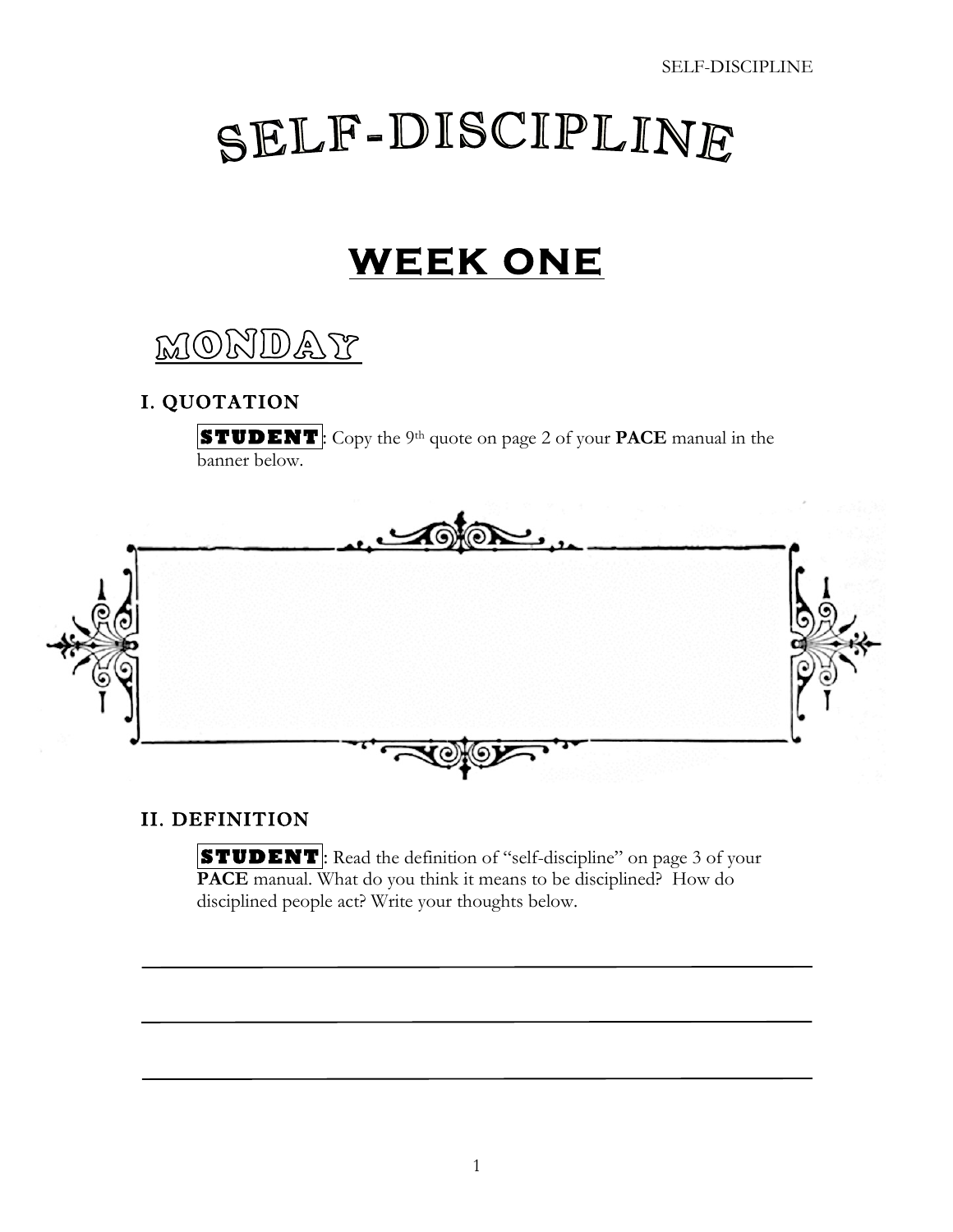# SELF-DISCIPLINE

## WEEK ONE

### MONDAY

#### I. QUOTATION

**STUDENT**: Copy the 9th quote on page 2 of your **PACE** manual in the banner below.

#### II. DEFINITION

**STUDENT**: Read the definition of "self-discipline" on page 3 of your **PACE** manual. What do you think it means to be disciplined? How do disciplined people act? Write your thoughts below.

\_\_\_\_\_\_\_\_\_\_\_\_\_\_\_\_\_\_\_\_\_\_\_\_\_\_\_\_\_\_\_\_\_\_\_\_\_\_\_\_\_\_\_\_\_\_\_\_\_\_\_\_\_\_\_\_\_\_\_\_

\_\_\_\_\_\_\_\_\_\_\_\_\_\_\_\_\_\_\_\_\_\_\_\_\_\_\_\_\_\_\_\_\_\_\_\_\_\_\_\_\_\_\_\_\_\_\_\_\_\_\_\_\_\_\_\_\_\_\_\_

\_\_\_\_\_\_\_\_\_\_\_\_\_\_\_\_\_\_\_\_\_\_\_\_\_\_\_\_\_\_\_\_\_\_\_\_\_\_\_\_\_\_\_\_\_\_\_\_\_\_\_\_\_\_\_\_\_\_\_\_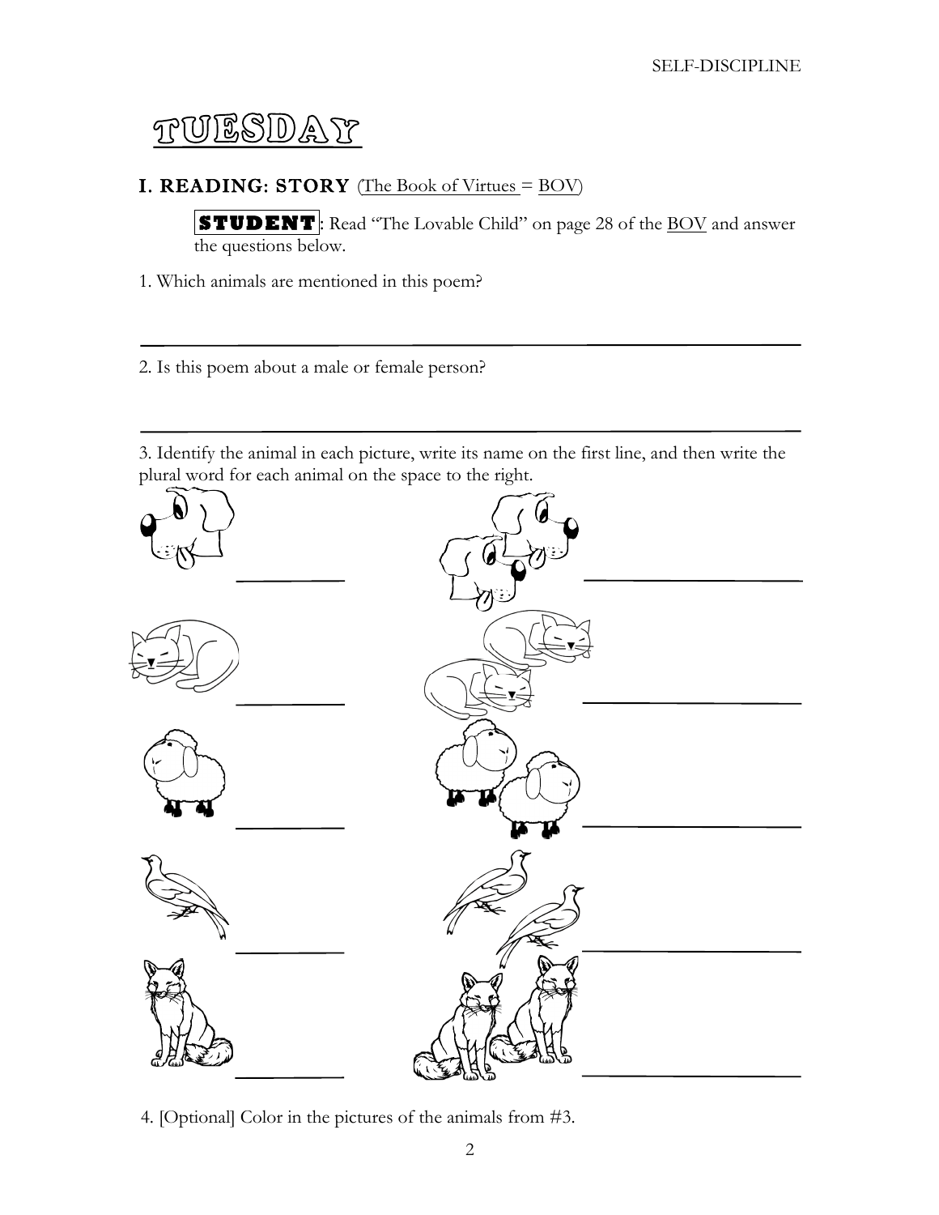# TUESDAY

## I. READING: STORY (The Book of Virtues = BOV)

**STUDENT**: Read "The Lovable Child" on page 28 of the BOV and answer the questions below.

1. Which animals are mentioned in this poem?

___________________________________________

2. Is this poem about a male or female person?

___________________________________________

3. Identify the animal in each picture, write its name on the first line, and then write the plural word for each animal on the space to the right.

__________ __________________

__________ __________________

__________ __________________

__________ __________________

__________ __________________

4. [Optional] Color in the pictures of the animals from #3.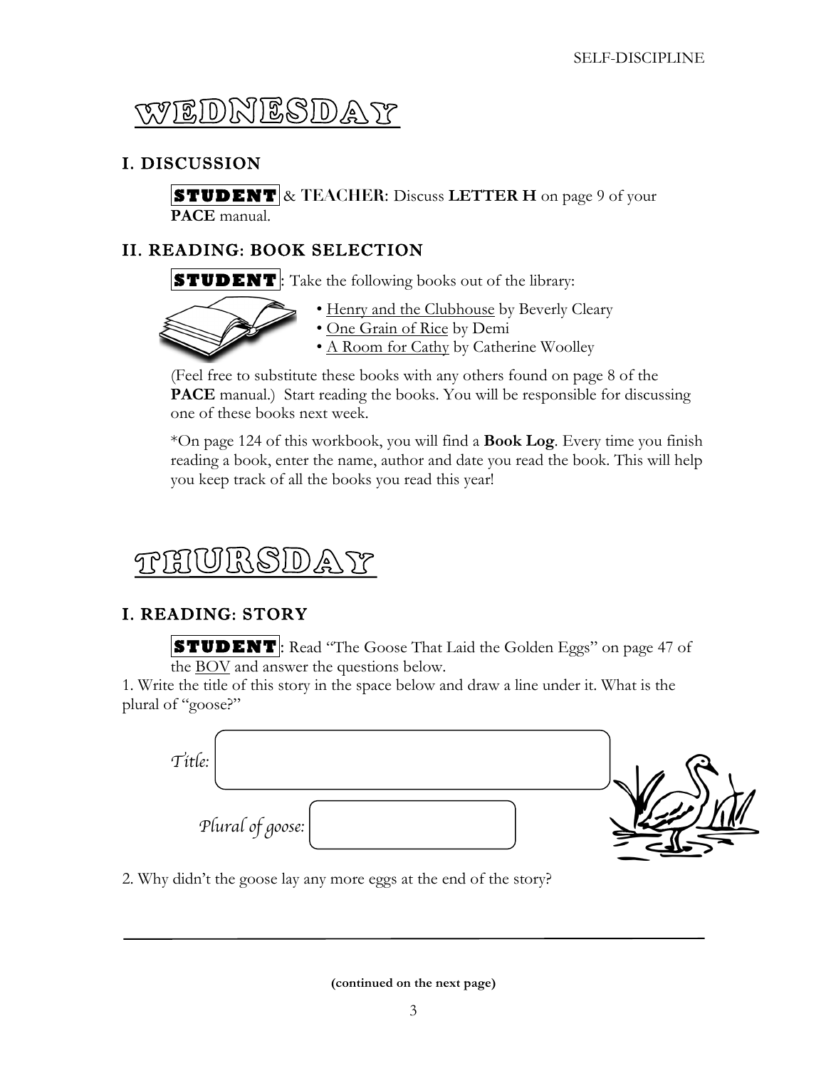# WEDNESDAY

## I. DISCUSSION

**STUDENT** & **TEACHER**: Discuss **LETTER H** on page 9 of your **PACE** manual.

## II. READING: BOOK SELECTION

**STUDENT**: Take the following books out of the library:

- Henry and the Clubhouse by Beverly Cleary
- One Grain of Rice by Demi
- A Room for Cathy by Catherine Woolley

(Feel free to substitute these books with any others found on page 8 of the **PACE** manual.) Start reading the books. You will be responsible for discussing one of these books next week.

*On page 124 of this workbook, you will find a **Book Log**. Every time you finish reading a book, enter the name, author and date you read the book. This will help you keep track of all the books you read this year!

# THURSDAY

## I. READING: STORY

**STUDENT**: Read "The Goose That Laid the Golden Eggs" on page 47 of the BOV and answer the questions below.

1. Write the title of this story in the space below and draw a line under it. What is the plural of "goose?"

*Title:* ______________________________

*Plural of goose:* ____________________

2. Why didn't the goose lay any more eggs at the end of the story?

___________________________________________________________

(continued on the next page)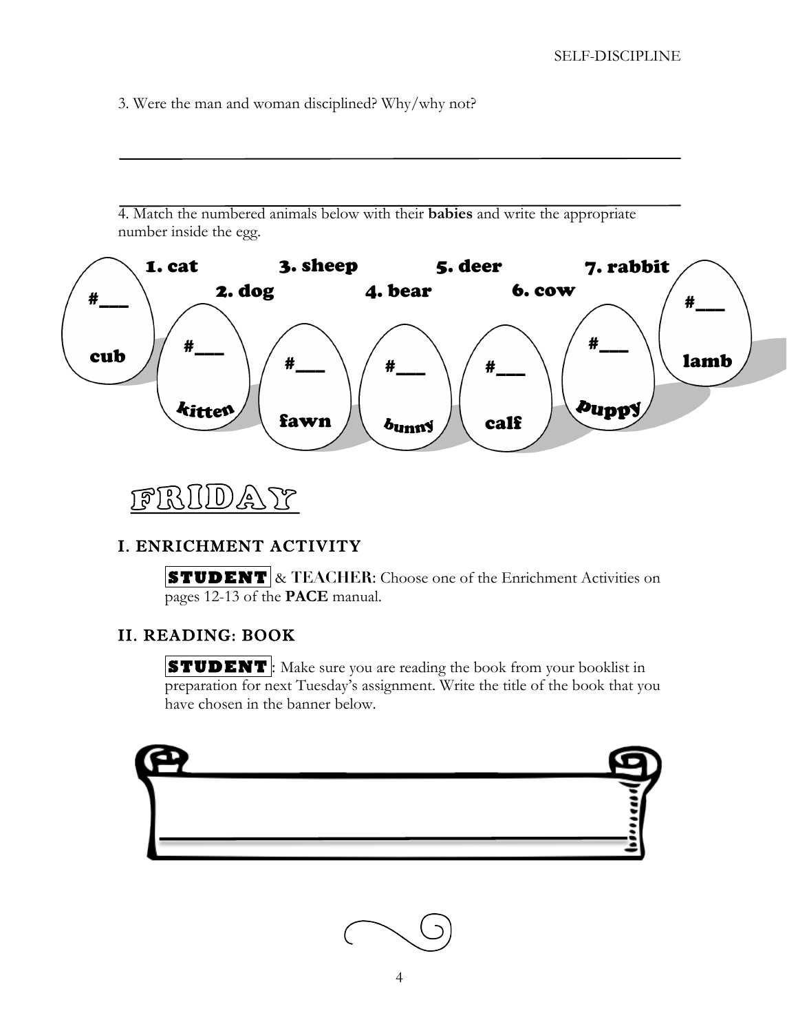3. Were the man and woman disciplined? Why/why not?

_______________________________________________________________

_______________________________________________________________

4. Match the numbered animals below with their **babies** and write the appropriate number inside the egg.

**1. cat** **2. dog** **3. sheep** **4. bear** **5. deer** **6. cow** **7. rabbit**

#___ cub

#___ kitten

#___ fawn

#___ bunny

#___ calf

#___ puppy

#___ lamb

# FRIDAY

## I. ENRICHMENT ACTIVITY

**STUDENT** & **TEACHER**: Choose one of the Enrichment Activities on pages 12-13 of the **PACE** manual.

## II. READING: BOOK

**STUDENT**: Make sure you are reading the book from your booklist in preparation for next Tuesday's assignment. Write the title of the book that you have chosen in the banner below.

_______________________________________________________________